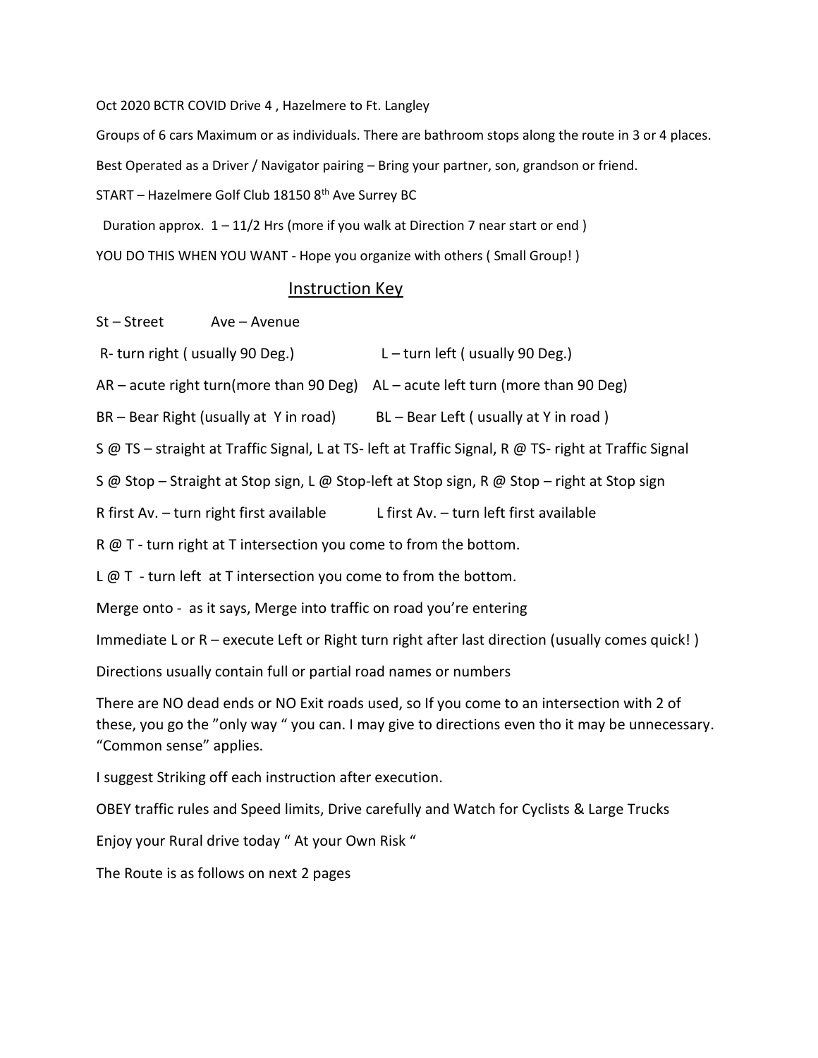Oct 2020 BCTR COVID Drive 4 , Hazelmere to Ft. Langley

Groups of 6 cars Maximum or as individuals. There are bathroom stops along the route in 3 or 4 places.

Best Operated as a Driver / Navigator pairing – Bring your partner, son, grandson or friend.

START – Hazelmere Golf Club 18150 8th Ave Surrey BC

Duration approx. 1 – 11/2 Hrs (more if you walk at Direction 7 near start or end )

YOU DO THIS WHEN YOU WANT - Hope you organize with others ( Small Group! )

## Instruction Key

St – Street　　　Ave – Avenue

R- turn right ( usually 90 Deg.)　　　　L – turn left ( usually 90 Deg.)

AR – acute right turn(more than 90 Deg)　AL – acute left turn (more than 90 Deg)

BR – Bear Right (usually at Y in road)　　BL – Bear Left ( usually at Y in road )

S @ TS – straight at Traffic Signal, L at TS- left at Traffic Signal, R @ TS- right at Traffic Signal

S @ Stop – Straight at Stop sign, L @ Stop-left at Stop sign, R @ Stop – right at Stop sign

R first Av. – turn right first available　　　L first Av. – turn left first available

R @ T - turn right at T intersection you come to from the bottom.

L @ T - turn left at T intersection you come to from the bottom.

Merge onto - as it says, Merge into traffic on road you're entering

Immediate L or R – execute Left or Right turn right after last direction (usually comes quick! )

Directions usually contain full or partial road names or numbers

There are NO dead ends or NO Exit roads used, so If you come to an intersection with 2 of these, you go the "only way " you can. I may give to directions even tho it may be unnecessary. "Common sense" applies.

I suggest Striking off each instruction after execution.

OBEY traffic rules and Speed limits, Drive carefully and Watch for Cyclists & Large Trucks

Enjoy your Rural drive today " At your Own Risk "

The Route is as follows on next 2 pages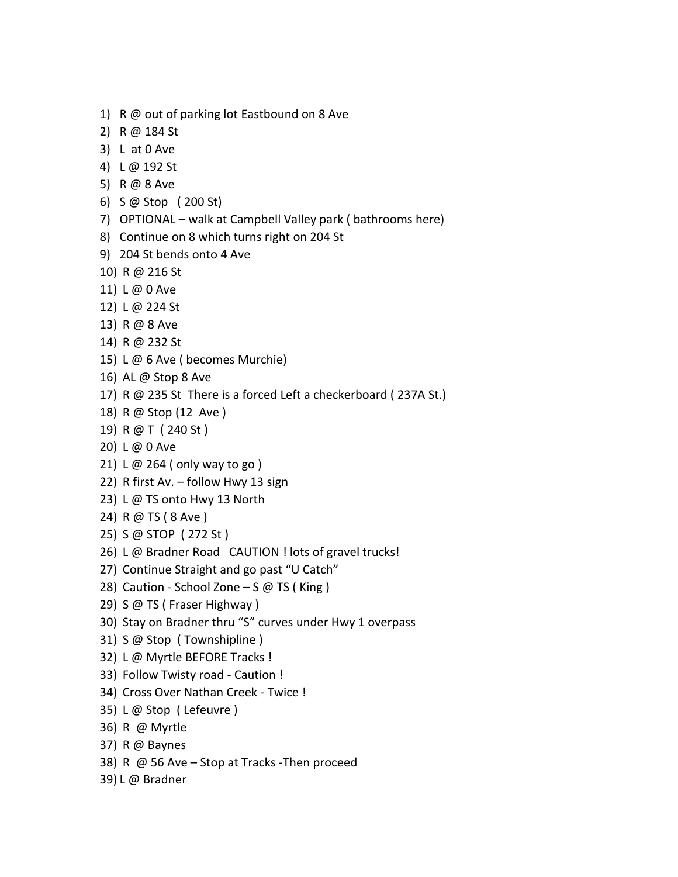1) R @ out of parking lot Eastbound on 8 Ave
2) R @ 184 St
3) L at 0 Ave
4) L @ 192 St
5) R @ 8 Ave
6) S @ Stop ( 200 St)
7) OPTIONAL – walk at Campbell Valley park ( bathrooms here)
8) Continue on 8 which turns right on 204 St
9) 204 St bends onto 4 Ave
10) R @ 216 St
11) L @ 0 Ave
12) L @ 224 St
13) R @ 8 Ave
14) R @ 232 St
15) L @ 6 Ave ( becomes Murchie)
16) AL @ Stop 8 Ave
17) R @ 235 St There is a forced Left a checkerboard ( 237A St.)
18) R @ Stop (12 Ave )
19) R @ T ( 240 St )
20) L @ 0 Ave
21) L @ 264 ( only way to go )
22) R first Av. – follow Hwy 13 sign
23) L @ TS onto Hwy 13 North
24) R @ TS ( 8 Ave )
25) S @ STOP ( 272 St )
26) L @ Bradner Road CAUTION ! lots of gravel trucks!
27) Continue Straight and go past "U Catch"
28) Caution - School Zone – S @ TS ( King )
29) S @ TS ( Fraser Highway )
30) Stay on Bradner thru "S" curves under Hwy 1 overpass
31) S @ Stop ( Townshipline )
32) L @ Myrtle BEFORE Tracks !
33) Follow Twisty road - Caution !
34) Cross Over Nathan Creek - Twice !
35) L @ Stop ( Lefeuvre )
36) R @ Myrtle
37) R @ Baynes
38) R @ 56 Ave – Stop at Tracks -Then proceed
39) L @ Bradner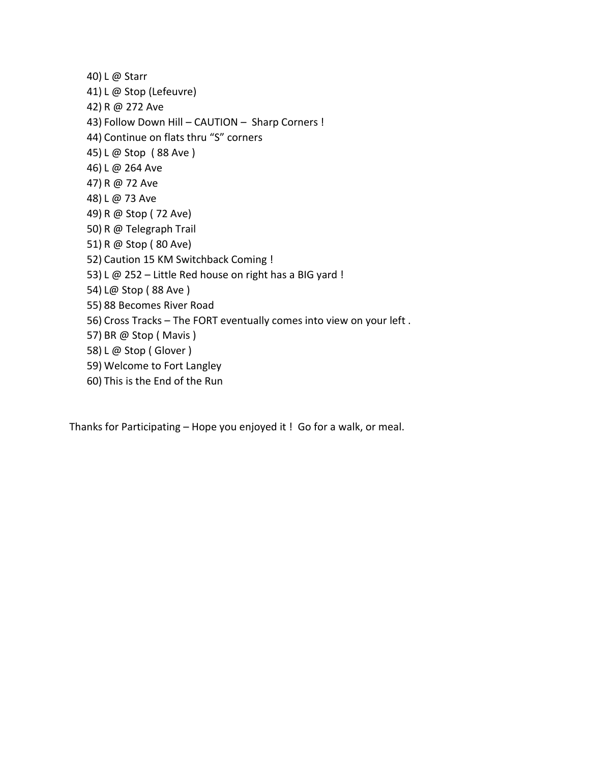40) L @ Starr
41) L @ Stop (Lefeuvre)
42) R @ 272 Ave
43) Follow Down Hill – CAUTION – Sharp Corners !
44) Continue on flats thru “S” corners
45) L @ Stop ( 88 Ave )
46) L @ 264 Ave
47) R @ 72 Ave
48) L @ 73 Ave
49) R @ Stop ( 72 Ave)
50) R @ Telegraph Trail
51) R @ Stop ( 80 Ave)
52) Caution 15 KM Switchback Coming !
53) L @ 252 – Little Red house on right has a BIG yard !
54) L@ Stop ( 88 Ave )
55) 88 Becomes River Road
56) Cross Tracks – The FORT eventually comes into view on your left .
57) BR @ Stop ( Mavis )
58) L @ Stop ( Glover )
59) Welcome to Fort Langley
60) This is the End of the Run

Thanks for Participating – Hope you enjoyed it ! Go for a walk, or meal.